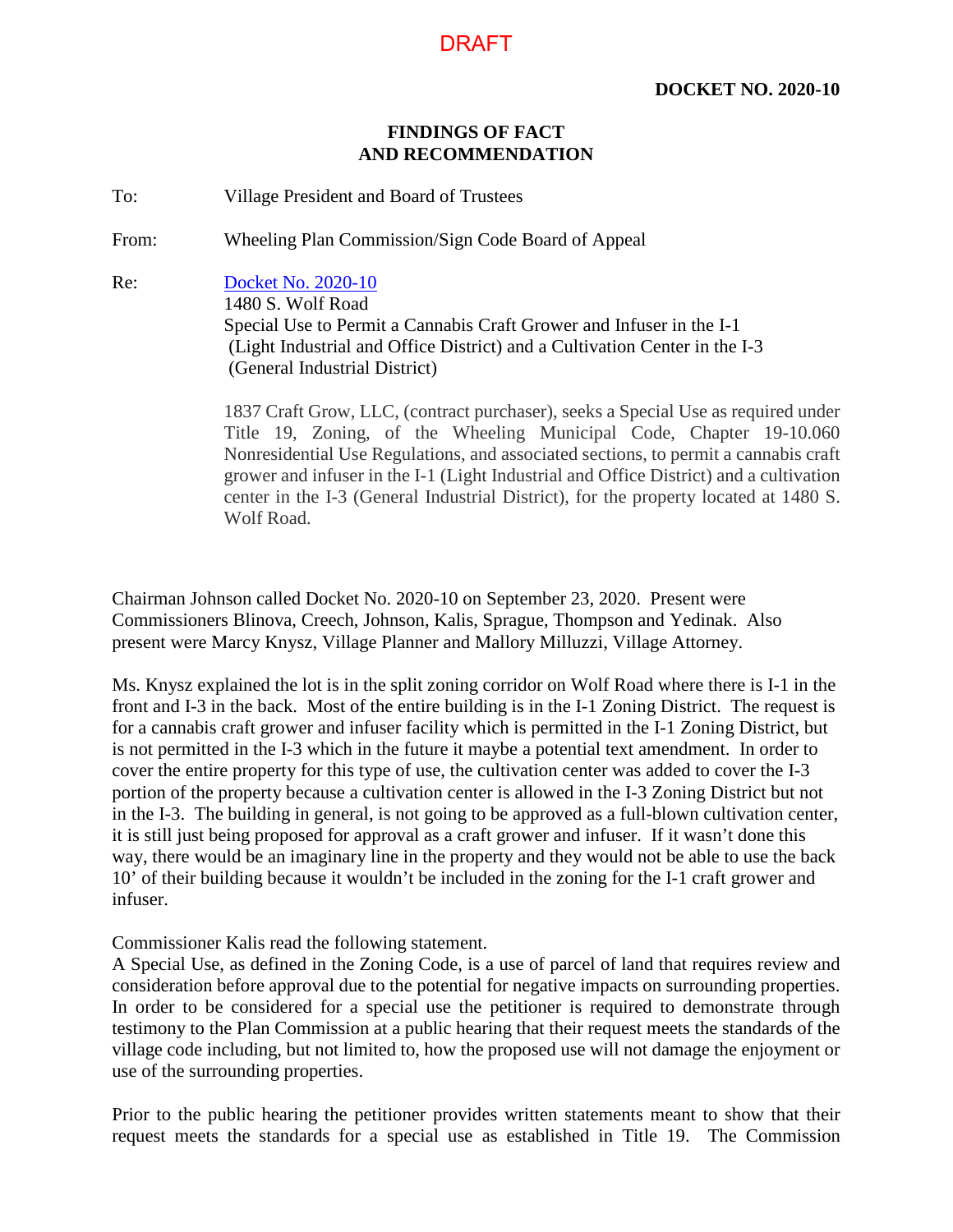DRAFT

**DOCKET NO. 2020-10**

## FINDINGS OF FACT
## AND RECOMMENDATION

To: Village President and Board of Trustees

From: Wheeling Plan Commission/Sign Code Board of Appeal

Re: Docket No. 2020-10
1480 S. Wolf Road
Special Use to Permit a Cannabis Craft Grower and Infuser in the I-1 (Light Industrial and Office District) and a Cultivation Center in the I-3 (General Industrial District)

1837 Craft Grow, LLC, (contract purchaser), seeks a Special Use as required under Title 19, Zoning, of the Wheeling Municipal Code, Chapter 19-10.060 Nonresidential Use Regulations, and associated sections, to permit a cannabis craft grower and infuser in the I-1 (Light Industrial and Office District) and a cultivation center in the I-3 (General Industrial District), for the property located at 1480 S. Wolf Road.

Chairman Johnson called Docket No. 2020-10 on September 23, 2020. Present were Commissioners Blinova, Creech, Johnson, Kalis, Sprague, Thompson and Yedinak. Also present were Marcy Knysz, Village Planner and Mallory Milluzzi, Village Attorney.

Ms. Knysz explained the lot is in the split zoning corridor on Wolf Road where there is I-1 in the front and I-3 in the back. Most of the entire building is in the I-1 Zoning District. The request is for a cannabis craft grower and infuser facility which is permitted in the I-1 Zoning District, but is not permitted in the I-3 which in the future it maybe a potential text amendment. In order to cover the entire property for this type of use, the cultivation center was added to cover the I-3 portion of the property because a cultivation center is allowed in the I-3 Zoning District but not in the I-3. The building in general, is not going to be approved as a full-blown cultivation center, it is still just being proposed for approval as a craft grower and infuser. If it wasn't done this way, there would be an imaginary line in the property and they would not be able to use the back 10' of their building because it wouldn't be included in the zoning for the I-1 craft grower and infuser.

Commissioner Kalis read the following statement.
A Special Use, as defined in the Zoning Code, is a use of parcel of land that requires review and consideration before approval due to the potential for negative impacts on surrounding properties. In order to be considered for a special use the petitioner is required to demonstrate through testimony to the Plan Commission at a public hearing that their request meets the standards of the village code including, but not limited to, how the proposed use will not damage the enjoyment or use of the surrounding properties.

Prior to the public hearing the petitioner provides written statements meant to show that their request meets the standards for a special use as established in Title 19. The Commission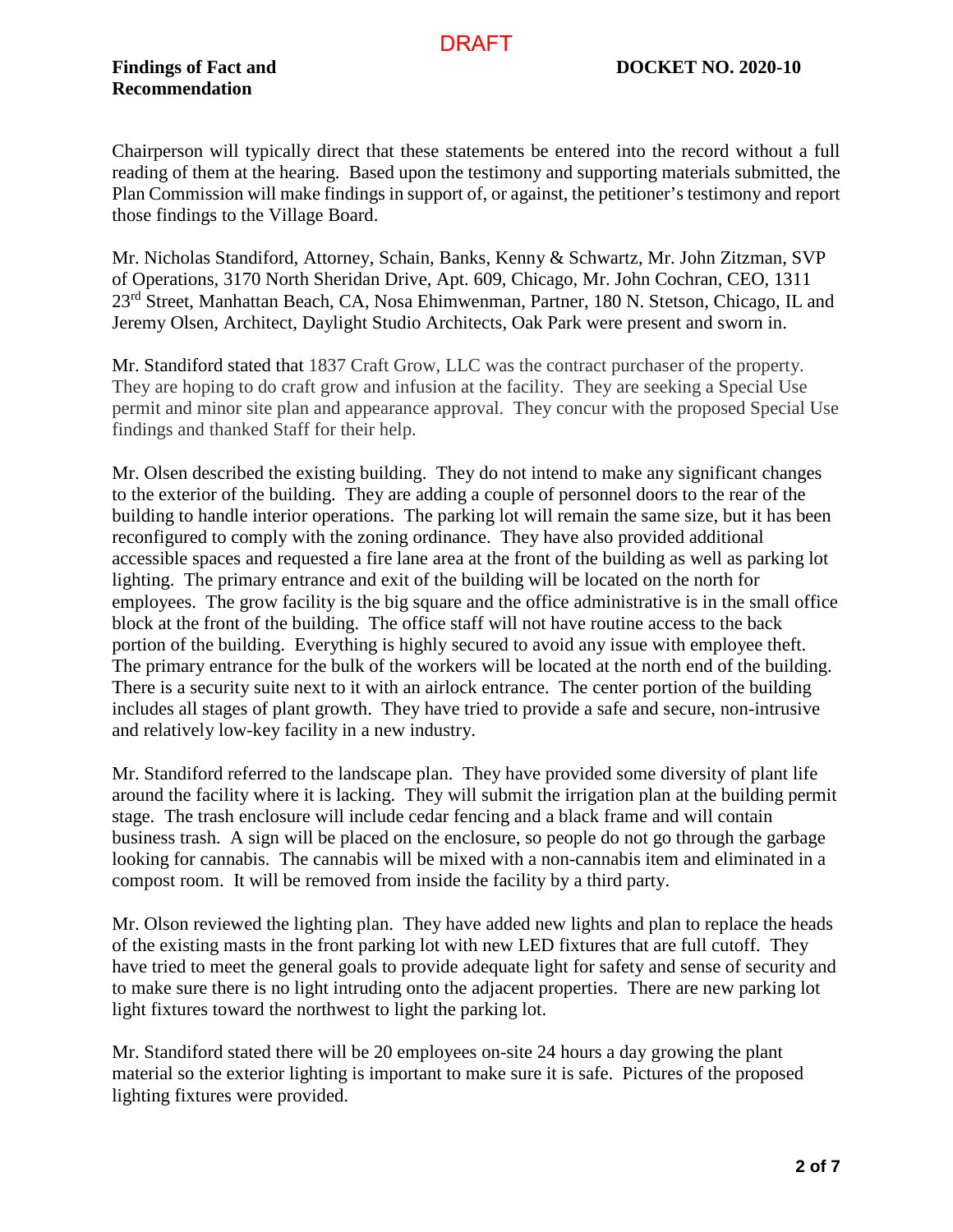Chairperson will typically direct that these statements be entered into the record without a full reading of them at the hearing. Based upon the testimony and supporting materials submitted, the Plan Commission will make findings in support of, or against, the petitioner's testimony and report those findings to the Village Board.

Mr. Nicholas Standiford, Attorney, Schain, Banks, Kenny & Schwartz, Mr. John Zitzman, SVP of Operations, 3170 North Sheridan Drive, Apt. 609, Chicago, Mr. John Cochran, CEO, 1311 23rd Street, Manhattan Beach, CA, Nosa Ehimwenman, Partner, 180 N. Stetson, Chicago, IL and Jeremy Olsen, Architect, Daylight Studio Architects, Oak Park were present and sworn in.

Mr. Standiford stated that 1837 Craft Grow, LLC was the contract purchaser of the property. They are hoping to do craft grow and infusion at the facility. They are seeking a Special Use permit and minor site plan and appearance approval. They concur with the proposed Special Use findings and thanked Staff for their help.

Mr. Olsen described the existing building. They do not intend to make any significant changes to the exterior of the building. They are adding a couple of personnel doors to the rear of the building to handle interior operations. The parking lot will remain the same size, but it has been reconfigured to comply with the zoning ordinance. They have also provided additional accessible spaces and requested a fire lane area at the front of the building as well as parking lot lighting. The primary entrance and exit of the building will be located on the north for employees. The grow facility is the big square and the office administrative is in the small office block at the front of the building. The office staff will not have routine access to the back portion of the building. Everything is highly secured to avoid any issue with employee theft. The primary entrance for the bulk of the workers will be located at the north end of the building. There is a security suite next to it with an airlock entrance. The center portion of the building includes all stages of plant growth. They have tried to provide a safe and secure, non-intrusive and relatively low-key facility in a new industry.

Mr. Standiford referred to the landscape plan. They have provided some diversity of plant life around the facility where it is lacking. They will submit the irrigation plan at the building permit stage. The trash enclosure will include cedar fencing and a black frame and will contain business trash. A sign will be placed on the enclosure, so people do not go through the garbage looking for cannabis. The cannabis will be mixed with a non-cannabis item and eliminated in a compost room. It will be removed from inside the facility by a third party.

Mr. Olson reviewed the lighting plan. They have added new lights and plan to replace the heads of the existing masts in the front parking lot with new LED fixtures that are full cutoff. They have tried to meet the general goals to provide adequate light for safety and sense of security and to make sure there is no light intruding onto the adjacent properties. There are new parking lot light fixtures toward the northwest to light the parking lot.

Mr. Standiford stated there will be 20 employees on-site 24 hours a day growing the plant material so the exterior lighting is important to make sure it is safe. Pictures of the proposed lighting fixtures were provided.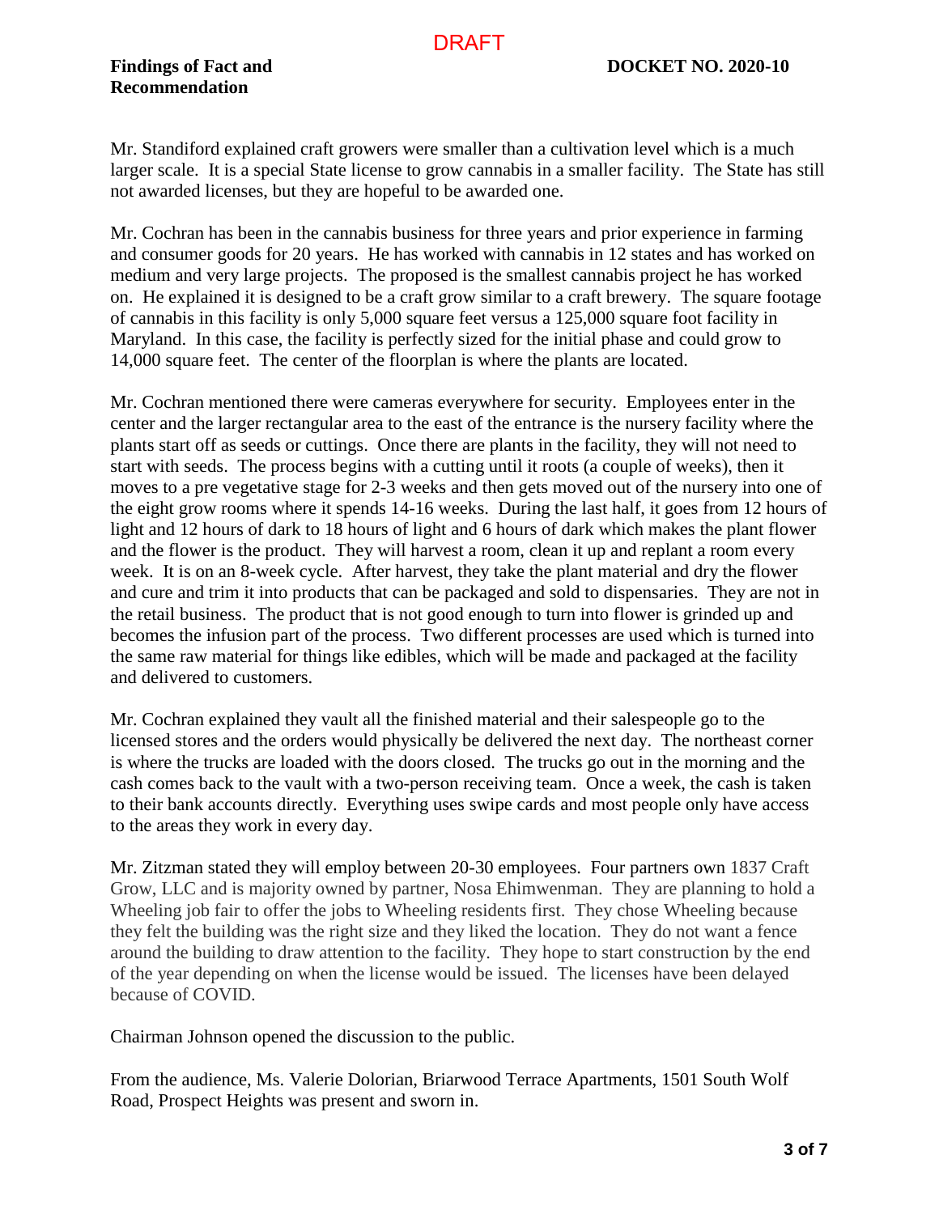Mr. Standiford explained craft growers were smaller than a cultivation level which is a much larger scale. It is a special State license to grow cannabis in a smaller facility. The State has still not awarded licenses, but they are hopeful to be awarded one.

Mr. Cochran has been in the cannabis business for three years and prior experience in farming and consumer goods for 20 years. He has worked with cannabis in 12 states and has worked on medium and very large projects. The proposed is the smallest cannabis project he has worked on. He explained it is designed to be a craft grow similar to a craft brewery. The square footage of cannabis in this facility is only 5,000 square feet versus a 125,000 square foot facility in Maryland. In this case, the facility is perfectly sized for the initial phase and could grow to 14,000 square feet. The center of the floorplan is where the plants are located.

Mr. Cochran mentioned there were cameras everywhere for security. Employees enter in the center and the larger rectangular area to the east of the entrance is the nursery facility where the plants start off as seeds or cuttings. Once there are plants in the facility, they will not need to start with seeds. The process begins with a cutting until it roots (a couple of weeks), then it moves to a pre vegetative stage for 2-3 weeks and then gets moved out of the nursery into one of the eight grow rooms where it spends 14-16 weeks. During the last half, it goes from 12 hours of light and 12 hours of dark to 18 hours of light and 6 hours of dark which makes the plant flower and the flower is the product. They will harvest a room, clean it up and replant a room every week. It is on an 8-week cycle. After harvest, they take the plant material and dry the flower and cure and trim it into products that can be packaged and sold to dispensaries. They are not in the retail business. The product that is not good enough to turn into flower is grinded up and becomes the infusion part of the process. Two different processes are used which is turned into the same raw material for things like edibles, which will be made and packaged at the facility and delivered to customers.

Mr. Cochran explained they vault all the finished material and their salespeople go to the licensed stores and the orders would physically be delivered the next day. The northeast corner is where the trucks are loaded with the doors closed. The trucks go out in the morning and the cash comes back to the vault with a two-person receiving team. Once a week, the cash is taken to their bank accounts directly. Everything uses swipe cards and most people only have access to the areas they work in every day.

Mr. Zitzman stated they will employ between 20-30 employees. Four partners own 1837 Craft Grow, LLC and is majority owned by partner, Nosa Ehimwenman. They are planning to hold a Wheeling job fair to offer the jobs to Wheeling residents first. They chose Wheeling because they felt the building was the right size and they liked the location. They do not want a fence around the building to draw attention to the facility. They hope to start construction by the end of the year depending on when the license would be issued. The licenses have been delayed because of COVID.

Chairman Johnson opened the discussion to the public.

From the audience, Ms. Valerie Dolorian, Briarwood Terrace Apartments, 1501 South Wolf Road, Prospect Heights was present and sworn in.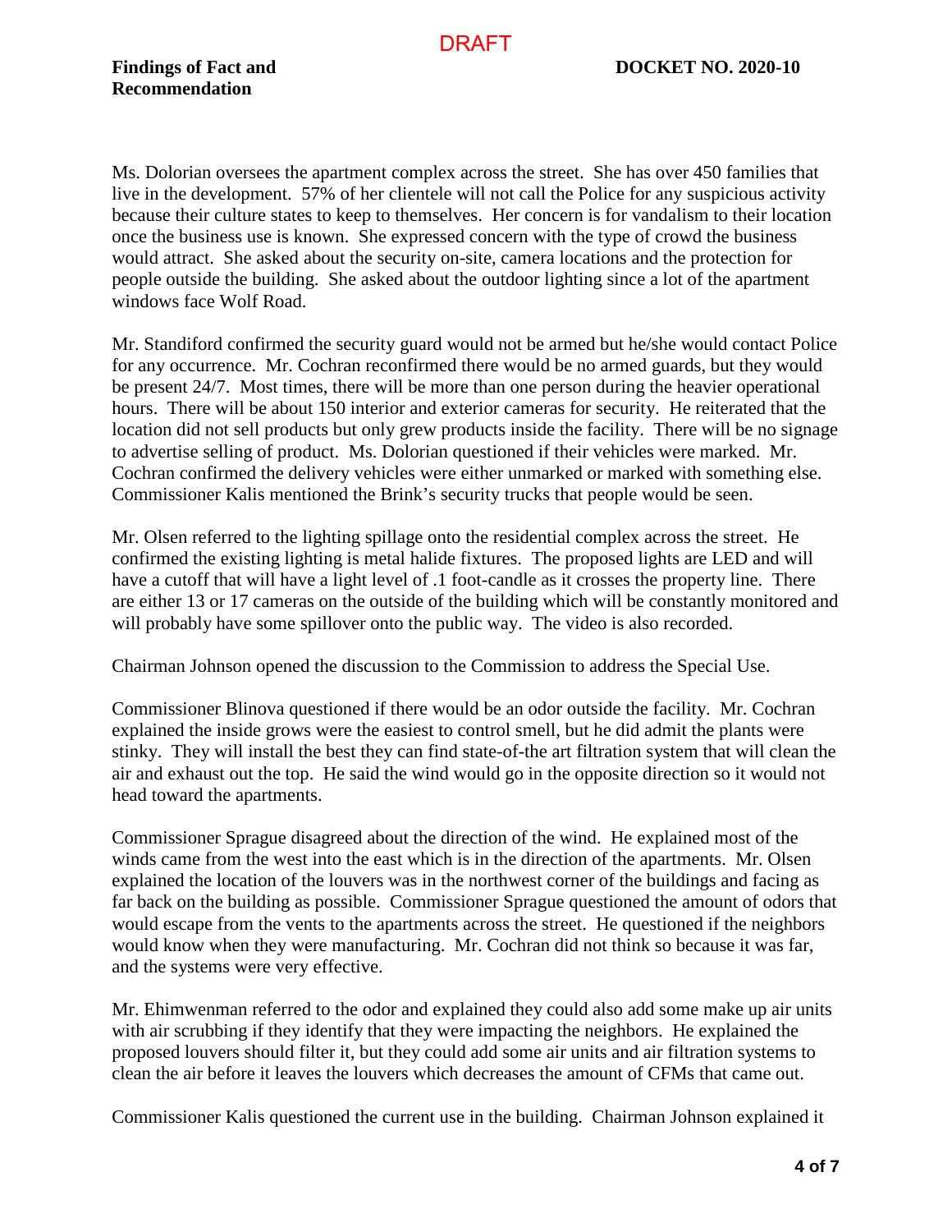Ms. Dolorian oversees the apartment complex across the street. She has over 450 families that live in the development. 57% of her clientele will not call the Police for any suspicious activity because their culture states to keep to themselves. Her concern is for vandalism to their location once the business use is known. She expressed concern with the type of crowd the business would attract. She asked about the security on-site, camera locations and the protection for people outside the building. She asked about the outdoor lighting since a lot of the apartment windows face Wolf Road.

Mr. Standiford confirmed the security guard would not be armed but he/she would contact Police for any occurrence. Mr. Cochran reconfirmed there would be no armed guards, but they would be present 24/7. Most times, there will be more than one person during the heavier operational hours. There will be about 150 interior and exterior cameras for security. He reiterated that the location did not sell products but only grew products inside the facility. There will be no signage to advertise selling of product. Ms. Dolorian questioned if their vehicles were marked. Mr. Cochran confirmed the delivery vehicles were either unmarked or marked with something else. Commissioner Kalis mentioned the Brink's security trucks that people would be seen.

Mr. Olsen referred to the lighting spillage onto the residential complex across the street. He confirmed the existing lighting is metal halide fixtures. The proposed lights are LED and will have a cutoff that will have a light level of .1 foot-candle as it crosses the property line. There are either 13 or 17 cameras on the outside of the building which will be constantly monitored and will probably have some spillover onto the public way. The video is also recorded.

Chairman Johnson opened the discussion to the Commission to address the Special Use.

Commissioner Blinova questioned if there would be an odor outside the facility. Mr. Cochran explained the inside grows were the easiest to control smell, but he did admit the plants were stinky. They will install the best they can find state-of-the art filtration system that will clean the air and exhaust out the top. He said the wind would go in the opposite direction so it would not head toward the apartments.

Commissioner Sprague disagreed about the direction of the wind. He explained most of the winds came from the west into the east which is in the direction of the apartments. Mr. Olsen explained the location of the louvers was in the northwest corner of the buildings and facing as far back on the building as possible. Commissioner Sprague questioned the amount of odors that would escape from the vents to the apartments across the street. He questioned if the neighbors would know when they were manufacturing. Mr. Cochran did not think so because it was far, and the systems were very effective.

Mr. Ehimwenman referred to the odor and explained they could also add some make up air units with air scrubbing if they identify that they were impacting the neighbors. He explained the proposed louvers should filter it, but they could add some air units and air filtration systems to clean the air before it leaves the louvers which decreases the amount of CFMs that came out.

Commissioner Kalis questioned the current use in the building. Chairman Johnson explained it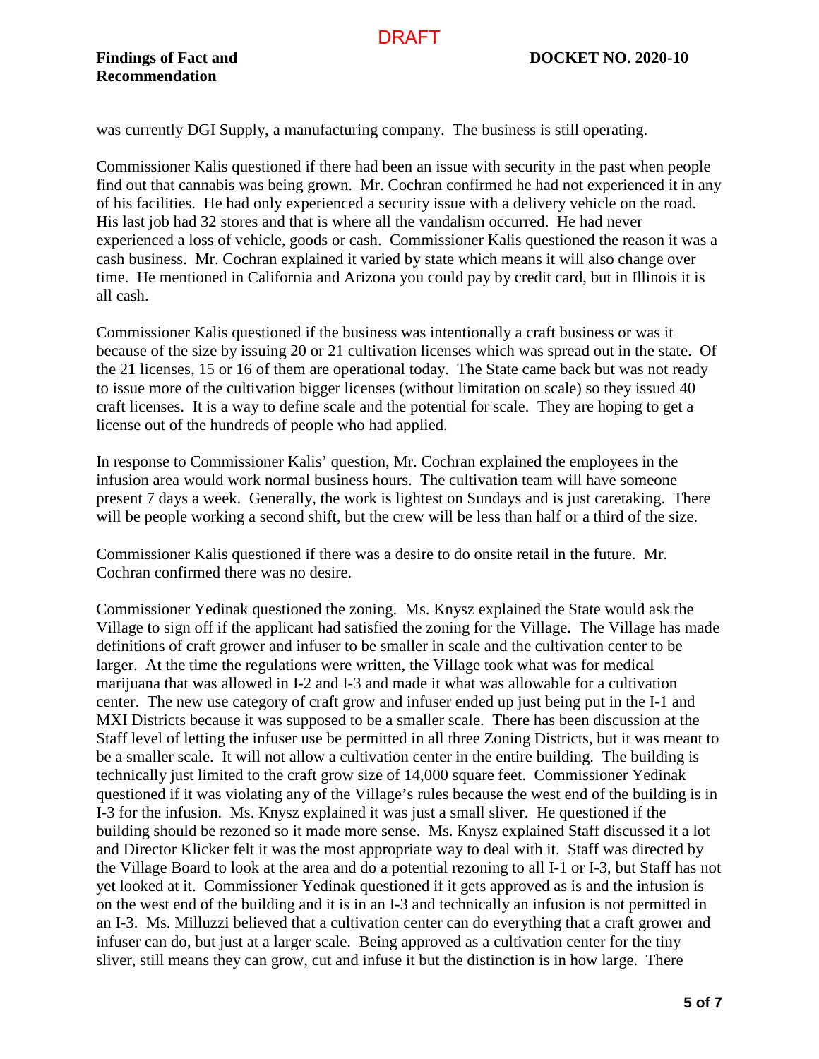was currently DGI Supply, a manufacturing company. The business is still operating.

Commissioner Kalis questioned if there had been an issue with security in the past when people find out that cannabis was being grown. Mr. Cochran confirmed he had not experienced it in any of his facilities. He had only experienced a security issue with a delivery vehicle on the road. His last job had 32 stores and that is where all the vandalism occurred. He had never experienced a loss of vehicle, goods or cash. Commissioner Kalis questioned the reason it was a cash business. Mr. Cochran explained it varied by state which means it will also change over time. He mentioned in California and Arizona you could pay by credit card, but in Illinois it is all cash.

Commissioner Kalis questioned if the business was intentionally a craft business or was it because of the size by issuing 20 or 21 cultivation licenses which was spread out in the state. Of the 21 licenses, 15 or 16 of them are operational today. The State came back but was not ready to issue more of the cultivation bigger licenses (without limitation on scale) so they issued 40 craft licenses. It is a way to define scale and the potential for scale. They are hoping to get a license out of the hundreds of people who had applied.

In response to Commissioner Kalis' question, Mr. Cochran explained the employees in the infusion area would work normal business hours. The cultivation team will have someone present 7 days a week. Generally, the work is lightest on Sundays and is just caretaking. There will be people working a second shift, but the crew will be less than half or a third of the size.

Commissioner Kalis questioned if there was a desire to do onsite retail in the future. Mr. Cochran confirmed there was no desire.

Commissioner Yedinak questioned the zoning. Ms. Knysz explained the State would ask the Village to sign off if the applicant had satisfied the zoning for the Village. The Village has made definitions of craft grower and infuser to be smaller in scale and the cultivation center to be larger. At the time the regulations were written, the Village took what was for medical marijuana that was allowed in I-2 and I-3 and made it what was allowable for a cultivation center. The new use category of craft grow and infuser ended up just being put in the I-1 and MXI Districts because it was supposed to be a smaller scale. There has been discussion at the Staff level of letting the infuser use be permitted in all three Zoning Districts, but it was meant to be a smaller scale. It will not allow a cultivation center in the entire building. The building is technically just limited to the craft grow size of 14,000 square feet. Commissioner Yedinak questioned if it was violating any of the Village's rules because the west end of the building is in I-3 for the infusion. Ms. Knysz explained it was just a small sliver. He questioned if the building should be rezoned so it made more sense. Ms. Knysz explained Staff discussed it a lot and Director Klicker felt it was the most appropriate way to deal with it. Staff was directed by the Village Board to look at the area and do a potential rezoning to all I-1 or I-3, but Staff has not yet looked at it. Commissioner Yedinak questioned if it gets approved as is and the infusion is on the west end of the building and it is in an I-3 and technically an infusion is not permitted in an I-3. Ms. Milluzzi believed that a cultivation center can do everything that a craft grower and infuser can do, but just at a larger scale. Being approved as a cultivation center for the tiny sliver, still means they can grow, cut and infuse it but the distinction is in how large. There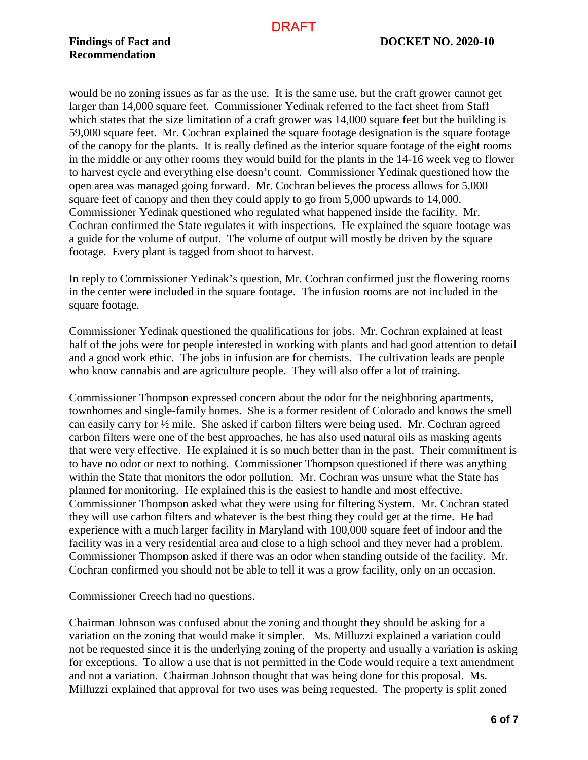would be no zoning issues as far as the use. It is the same use, but the craft grower cannot get larger than 14,000 square feet. Commissioner Yedinak referred to the fact sheet from Staff which states that the size limitation of a craft grower was 14,000 square feet but the building is 59,000 square feet. Mr. Cochran explained the square footage designation is the square footage of the canopy for the plants. It is really defined as the interior square footage of the eight rooms in the middle or any other rooms they would build for the plants in the 14-16 week veg to flower to harvest cycle and everything else doesn't count. Commissioner Yedinak questioned how the open area was managed going forward. Mr. Cochran believes the process allows for 5,000 square feet of canopy and then they could apply to go from 5,000 upwards to 14,000. Commissioner Yedinak questioned who regulated what happened inside the facility. Mr. Cochran confirmed the State regulates it with inspections. He explained the square footage was a guide for the volume of output. The volume of output will mostly be driven by the square footage. Every plant is tagged from shoot to harvest.

In reply to Commissioner Yedinak's question, Mr. Cochran confirmed just the flowering rooms in the center were included in the square footage. The infusion rooms are not included in the square footage.

Commissioner Yedinak questioned the qualifications for jobs. Mr. Cochran explained at least half of the jobs were for people interested in working with plants and had good attention to detail and a good work ethic. The jobs in infusion are for chemists. The cultivation leads are people who know cannabis and are agriculture people. They will also offer a lot of training.

Commissioner Thompson expressed concern about the odor for the neighboring apartments, townhomes and single-family homes. She is a former resident of Colorado and knows the smell can easily carry for ½ mile. She asked if carbon filters were being used. Mr. Cochran agreed carbon filters were one of the best approaches, he has also used natural oils as masking agents that were very effective. He explained it is so much better than in the past. Their commitment is to have no odor or next to nothing. Commissioner Thompson questioned if there was anything within the State that monitors the odor pollution. Mr. Cochran was unsure what the State has planned for monitoring. He explained this is the easiest to handle and most effective. Commissioner Thompson asked what they were using for filtering System. Mr. Cochran stated they will use carbon filters and whatever is the best thing they could get at the time. He had experience with a much larger facility in Maryland with 100,000 square feet of indoor and the facility was in a very residential area and close to a high school and they never had a problem. Commissioner Thompson asked if there was an odor when standing outside of the facility. Mr. Cochran confirmed you should not be able to tell it was a grow facility, only on an occasion.

Commissioner Creech had no questions.

Chairman Johnson was confused about the zoning and thought they should be asking for a variation on the zoning that would make it simpler. Ms. Milluzzi explained a variation could not be requested since it is the underlying zoning of the property and usually a variation is asking for exceptions. To allow a use that is not permitted in the Code would require a text amendment and not a variation. Chairman Johnson thought that was being done for this proposal. Ms. Milluzzi explained that approval for two uses was being requested. The property is split zoned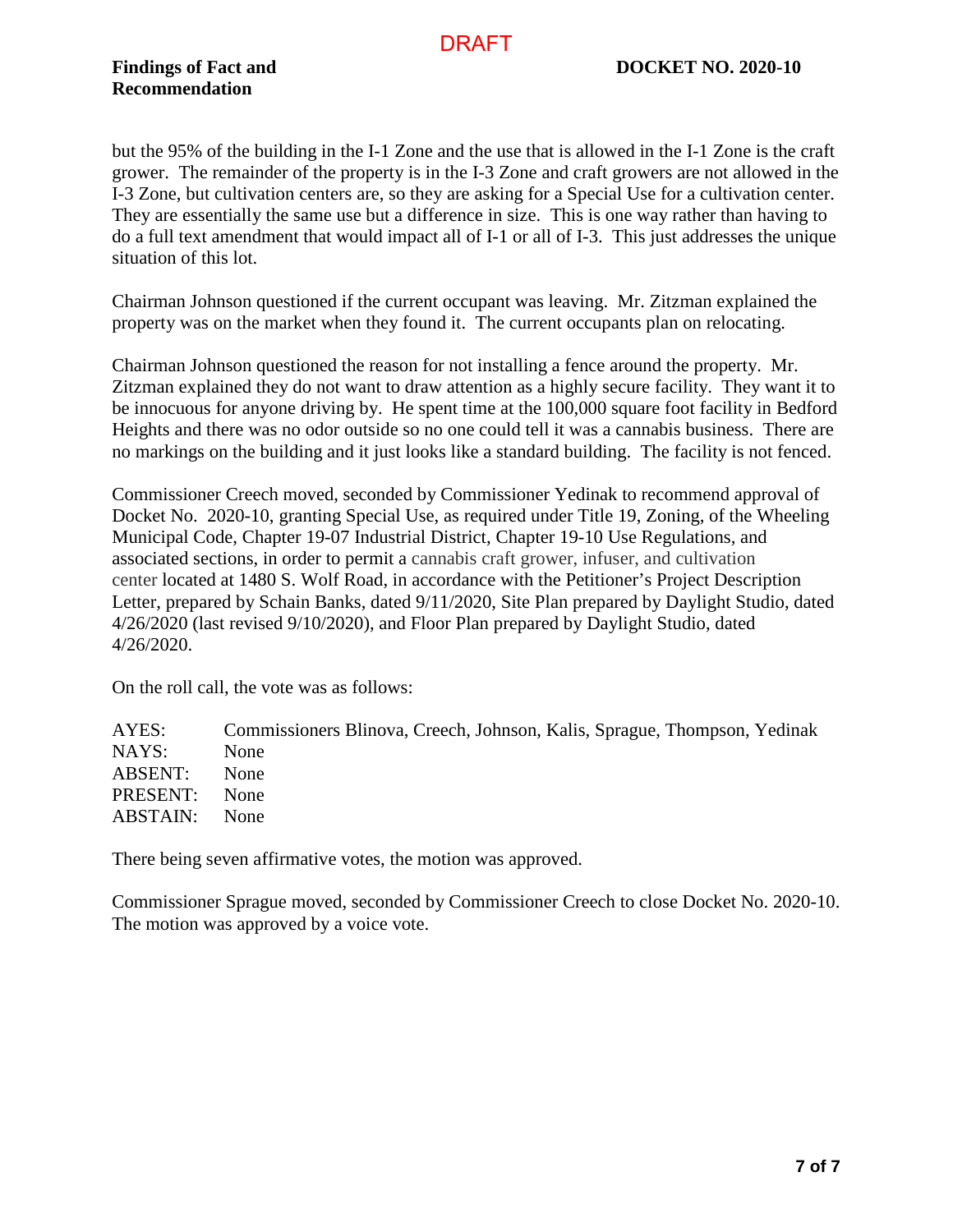but the 95% of the building in the I-1 Zone and the use that is allowed in the I-1 Zone is the craft grower. The remainder of the property is in the I-3 Zone and craft growers are not allowed in the I-3 Zone, but cultivation centers are, so they are asking for a Special Use for a cultivation center. They are essentially the same use but a difference in size. This is one way rather than having to do a full text amendment that would impact all of I-1 or all of I-3. This just addresses the unique situation of this lot.

Chairman Johnson questioned if the current occupant was leaving. Mr. Zitzman explained the property was on the market when they found it. The current occupants plan on relocating.

Chairman Johnson questioned the reason for not installing a fence around the property. Mr. Zitzman explained they do not want to draw attention as a highly secure facility. They want it to be innocuous for anyone driving by. He spent time at the 100,000 square foot facility in Bedford Heights and there was no odor outside so no one could tell it was a cannabis business. There are no markings on the building and it just looks like a standard building. The facility is not fenced.

Commissioner Creech moved, seconded by Commissioner Yedinak to recommend approval of Docket No. 2020-10, granting Special Use, as required under Title 19, Zoning, of the Wheeling Municipal Code, Chapter 19-07 Industrial District, Chapter 19-10 Use Regulations, and associated sections, in order to permit a cannabis craft grower, infuser, and cultivation center located at 1480 S. Wolf Road, in accordance with the Petitioner's Project Description Letter, prepared by Schain Banks, dated 9/11/2020, Site Plan prepared by Daylight Studio, dated 4/26/2020 (last revised 9/10/2020), and Floor Plan prepared by Daylight Studio, dated 4/26/2020.

On the roll call, the vote was as follows:

| | |
|---|---|
| AYES: | Commissioners Blinova, Creech, Johnson, Kalis, Sprague, Thompson, Yedinak |
| NAYS: | None |
| ABSENT: | None |
| PRESENT: | None |
| ABSTAIN: | None |

There being seven affirmative votes, the motion was approved.

Commissioner Sprague moved, seconded by Commissioner Creech to close Docket No. 2020-10. The motion was approved by a voice vote.